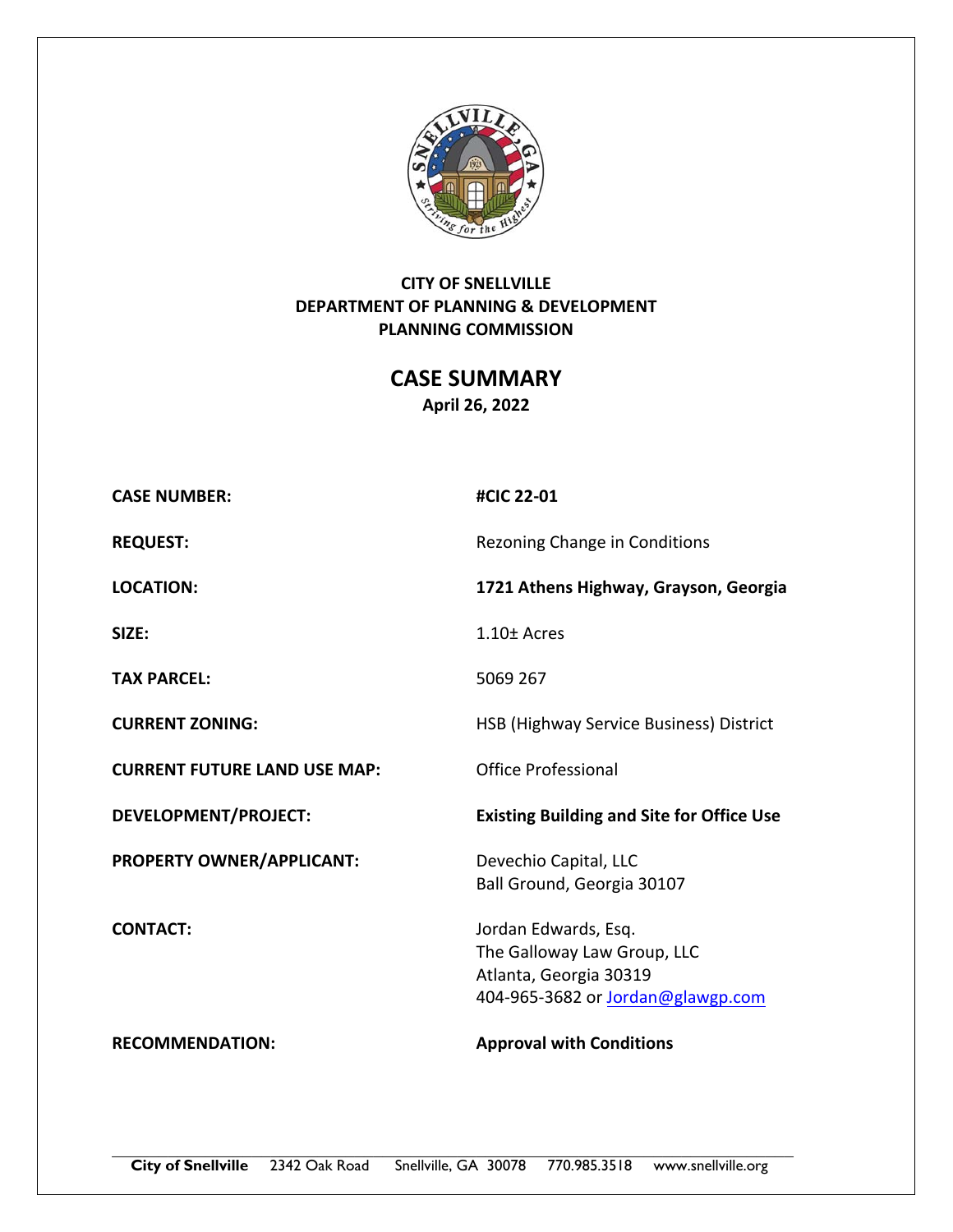**CITY OF SNELLVILLE**
**DEPARTMENT OF PLANNING & DEVELOPMENT**
**PLANNING COMMISSION**

# CASE SUMMARY

**April 26, 2022**

| | |
|---|---|
| **CASE NUMBER:** | **#CIC 22-01** |
| **REQUEST:** | Rezoning Change in Conditions |
| **LOCATION:** | **1721 Athens Highway, Grayson, Georgia** |
| **SIZE:** | 1.10± Acres |
| **TAX PARCEL:** | 5069 267 |
| **CURRENT ZONING:** | HSB (Highway Service Business) District |
| **CURRENT FUTURE LAND USE MAP:** | Office Professional |
| **DEVELOPMENT/PROJECT:** | **Existing Building and Site for Office Use** |
| **PROPERTY OWNER/APPLICANT:** | Devechio Capital, LLC<br>Ball Ground, Georgia 30107 |
| **CONTACT:** | Jordan Edwards, Esq.<br>The Galloway Law Group, LLC<br>Atlanta, Georgia 30319<br>404-965-3682 or Jordan@glawgp.com |
| **RECOMMENDATION:** | **Approval with Conditions** |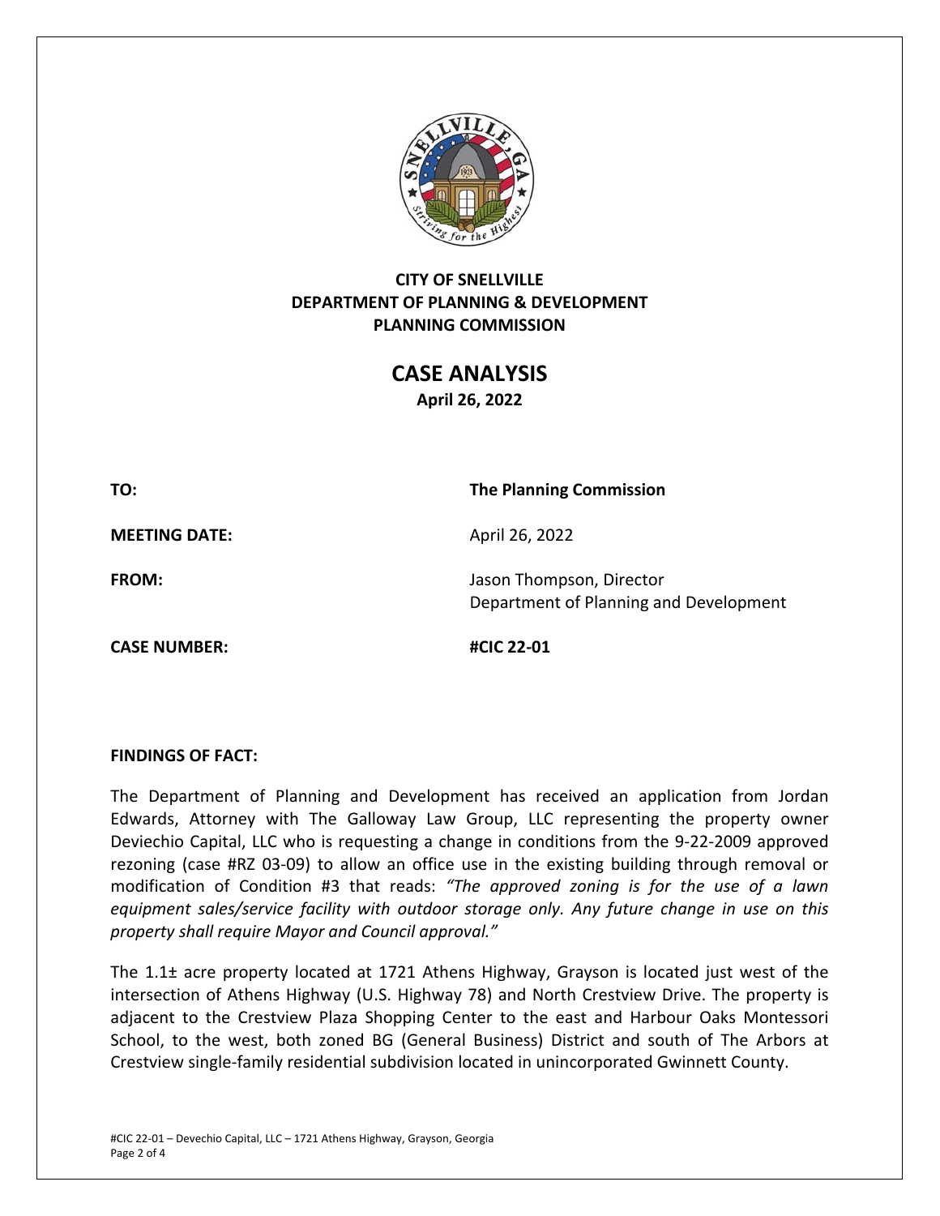**CITY OF SNELLVILLE**
**DEPARTMENT OF PLANNING & DEVELOPMENT**
**PLANNING COMMISSION**

# CASE ANALYSIS

**April 26, 2022**

| | |
|---|---|
| **TO:** | **The Planning Commission** |
| **MEETING DATE:** | April 26, 2022 |
| **FROM:** | Jason Thompson, Director<br>Department of Planning and Development |
| **CASE NUMBER:** | **#CIC 22-01** |

**FINDINGS OF FACT:**

The Department of Planning and Development has received an application from Jordan Edwards, Attorney with The Galloway Law Group, LLC representing the property owner Deviechio Capital, LLC who is requesting a change in conditions from the 9-22-2009 approved rezoning (case #RZ 03-09) to allow an office use in the existing building through removal or modification of Condition #3 that reads: *"The approved zoning is for the use of a lawn equipment sales/service facility with outdoor storage only. Any future change in use on this property shall require Mayor and Council approval."*

The 1.1± acre property located at 1721 Athens Highway, Grayson is located just west of the intersection of Athens Highway (U.S. Highway 78) and North Crestview Drive. The property is adjacent to the Crestview Plaza Shopping Center to the east and Harbour Oaks Montessori School, to the west, both zoned BG (General Business) District and south of The Arbors at Crestview single-family residential subdivision located in unincorporated Gwinnett County.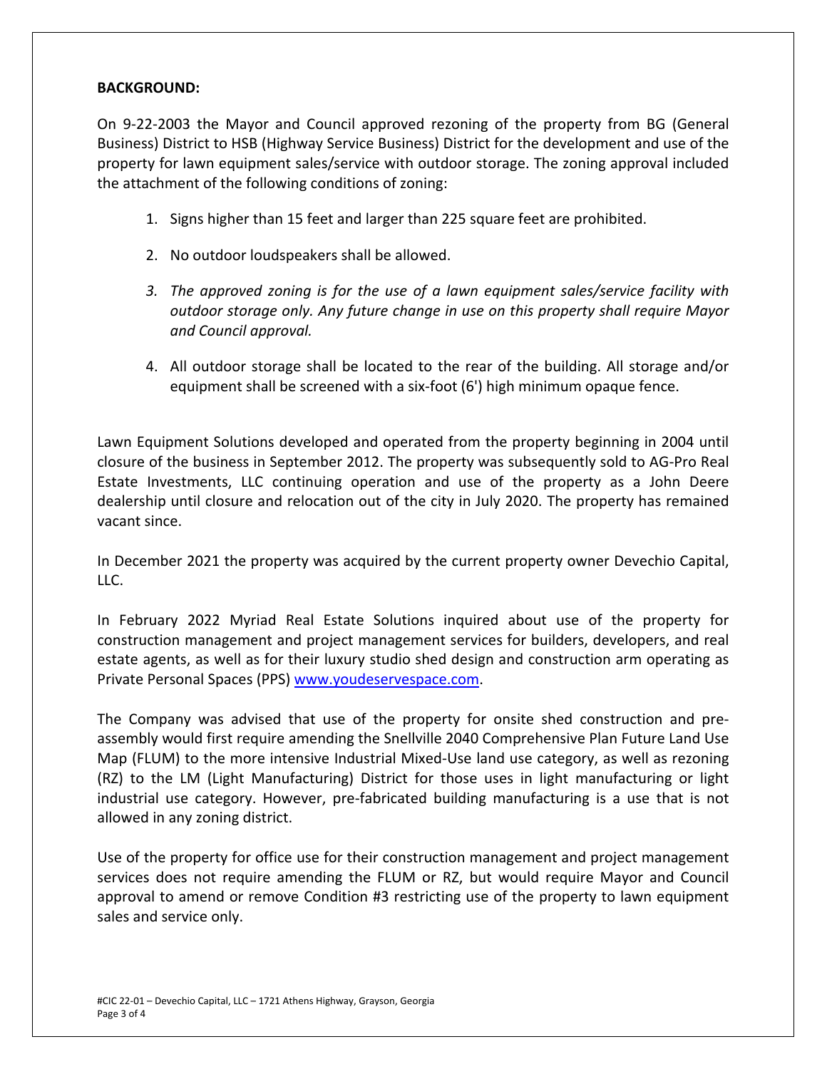**BACKGROUND:**

On 9-22-2003 the Mayor and Council approved rezoning of the property from BG (General Business) District to HSB (Highway Service Business) District for the development and use of the property for lawn equipment sales/service with outdoor storage. The zoning approval included the attachment of the following conditions of zoning:

1. Signs higher than 15 feet and larger than 225 square feet are prohibited.

2. No outdoor loudspeakers shall be allowed.

3. *The approved zoning is for the use of a lawn equipment sales/service facility with outdoor storage only. Any future change in use on this property shall require Mayor and Council approval.*

4. All outdoor storage shall be located to the rear of the building. All storage and/or equipment shall be screened with a six-foot (6') high minimum opaque fence.

Lawn Equipment Solutions developed and operated from the property beginning in 2004 until closure of the business in September 2012. The property was subsequently sold to AG-Pro Real Estate Investments, LLC continuing operation and use of the property as a John Deere dealership until closure and relocation out of the city in July 2020. The property has remained vacant since.

In December 2021 the property was acquired by the current property owner Devechio Capital, LLC.

In February 2022 Myriad Real Estate Solutions inquired about use of the property for construction management and project management services for builders, developers, and real estate agents, as well as for their luxury studio shed design and construction arm operating as Private Personal Spaces (PPS) www.youdeservespace.com.

The Company was advised that use of the property for onsite shed construction and pre-assembly would first require amending the Snellville 2040 Comprehensive Plan Future Land Use Map (FLUM) to the more intensive Industrial Mixed-Use land use category, as well as rezoning (RZ) to the LM (Light Manufacturing) District for those uses in light manufacturing or light industrial use category. However, pre-fabricated building manufacturing is a use that is not allowed in any zoning district.

Use of the property for office use for their construction management and project management services does not require amending the FLUM or RZ, but would require Mayor and Council approval to amend or remove Condition #3 restricting use of the property to lawn equipment sales and service only.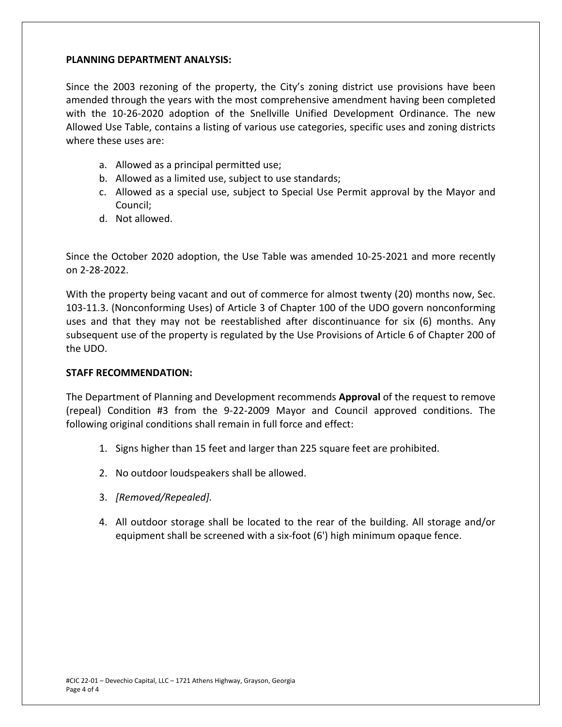**PLANNING DEPARTMENT ANALYSIS:**

Since the 2003 rezoning of the property, the City's zoning district use provisions have been amended through the years with the most comprehensive amendment having been completed with the 10-26-2020 adoption of the Snellville Unified Development Ordinance. The new Allowed Use Table, contains a listing of various use categories, specific uses and zoning districts where these uses are:

a. Allowed as a principal permitted use;
b. Allowed as a limited use, subject to use standards;
c. Allowed as a special use, subject to Special Use Permit approval by the Mayor and Council;
d. Not allowed.

Since the October 2020 adoption, the Use Table was amended 10-25-2021 and more recently on 2-28-2022.

With the property being vacant and out of commerce for almost twenty (20) months now, Sec. 103-11.3. (Nonconforming Uses) of Article 3 of Chapter 100 of the UDO govern nonconforming uses and that they may not be reestablished after discontinuance for six (6) months. Any subsequent use of the property is regulated by the Use Provisions of Article 6 of Chapter 200 of the UDO.

**STAFF RECOMMENDATION:**

The Department of Planning and Development recommends **Approval** of the request to remove (repeal) Condition #3 from the 9-22-2009 Mayor and Council approved conditions. The following original conditions shall remain in full force and effect:

1. Signs higher than 15 feet and larger than 225 square feet are prohibited.

2. No outdoor loudspeakers shall be allowed.

3. *[Removed/Repealed].*

4. All outdoor storage shall be located to the rear of the building. All storage and/or equipment shall be screened with a six-foot (6') high minimum opaque fence.